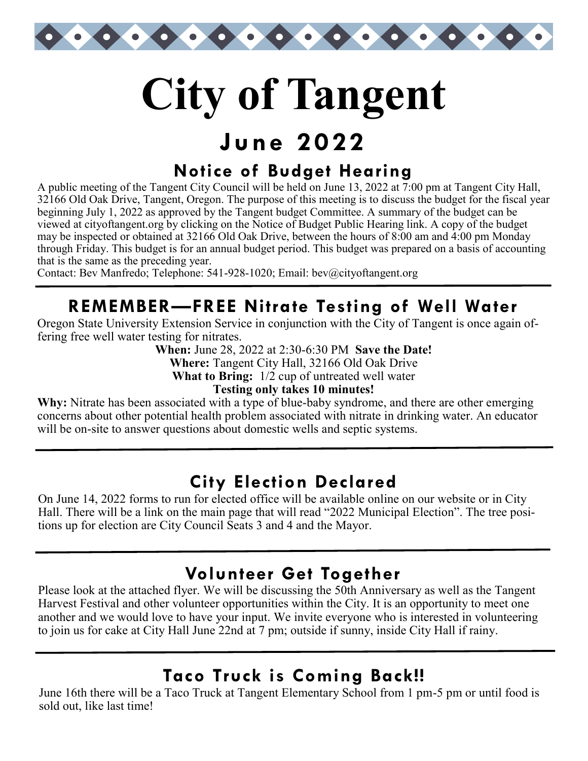# City of Tangent

## June 2022

### Notice of Budget Hearing

A public meeting of the Tangent City Council will be held on June 13, 2022 at 7:00 pm at Tangent City Hall, 32166 Old Oak Drive, Tangent, Oregon. The purpose of this meeting is to discuss the budget for the fiscal year beginning July 1, 2022 as approved by the Tangent budget Committee. A summary of the budget can be viewed at cityoftangent.org by clicking on the Notice of Budget Public Hearing link. A copy of the budget may be inspected or obtained at 32166 Old Oak Drive, between the hours of 8:00 am and 4:00 pm Monday through Friday. This budget is for an annual budget period. This budget was prepared on a basis of accounting that is the same as the preceding year.

Contact: Bev Manfredo; Telephone: 541-928-1020; Email: bev@cityoftangent.org

---

### REMEMBER—FREE Nitrate Testing of Well Water

Oregon State University Extension Service in conjunction with the City of Tangent is once again offering free well water testing for nitrates.

**When:** June 28, 2022 at 2:30-6:30 PM **Save the Date!**
**Where:** Tangent City Hall, 32166 Old Oak Drive
**What to Bring:** 1/2 cup of untreated well water
**Testing only takes 10 minutes!**

**Why:** Nitrate has been associated with a type of blue-baby syndrome, and there are other emerging concerns about other potential health problem associated with nitrate in drinking water. An educator will be on-site to answer questions about domestic wells and septic systems.

---

### City Election Declared

On June 14, 2022 forms to run for elected office will be available online on our website or in City Hall. There will be a link on the main page that will read "2022 Municipal Election". The tree positions up for election are City Council Seats 3 and 4 and the Mayor.

---

### Volunteer Get Together

Please look at the attached flyer. We will be discussing the 50th Anniversary as well as the Tangent Harvest Festival and other volunteer opportunities within the City. It is an opportunity to meet one another and we would love to have your input. We invite everyone who is interested in volunteering to join us for cake at City Hall June 22nd at 7 pm; outside if sunny, inside City Hall if rainy.

---

### Taco Truck is Coming Back!!

June 16th there will be a Taco Truck at Tangent Elementary School from 1 pm-5 pm or until food is sold out, like last time!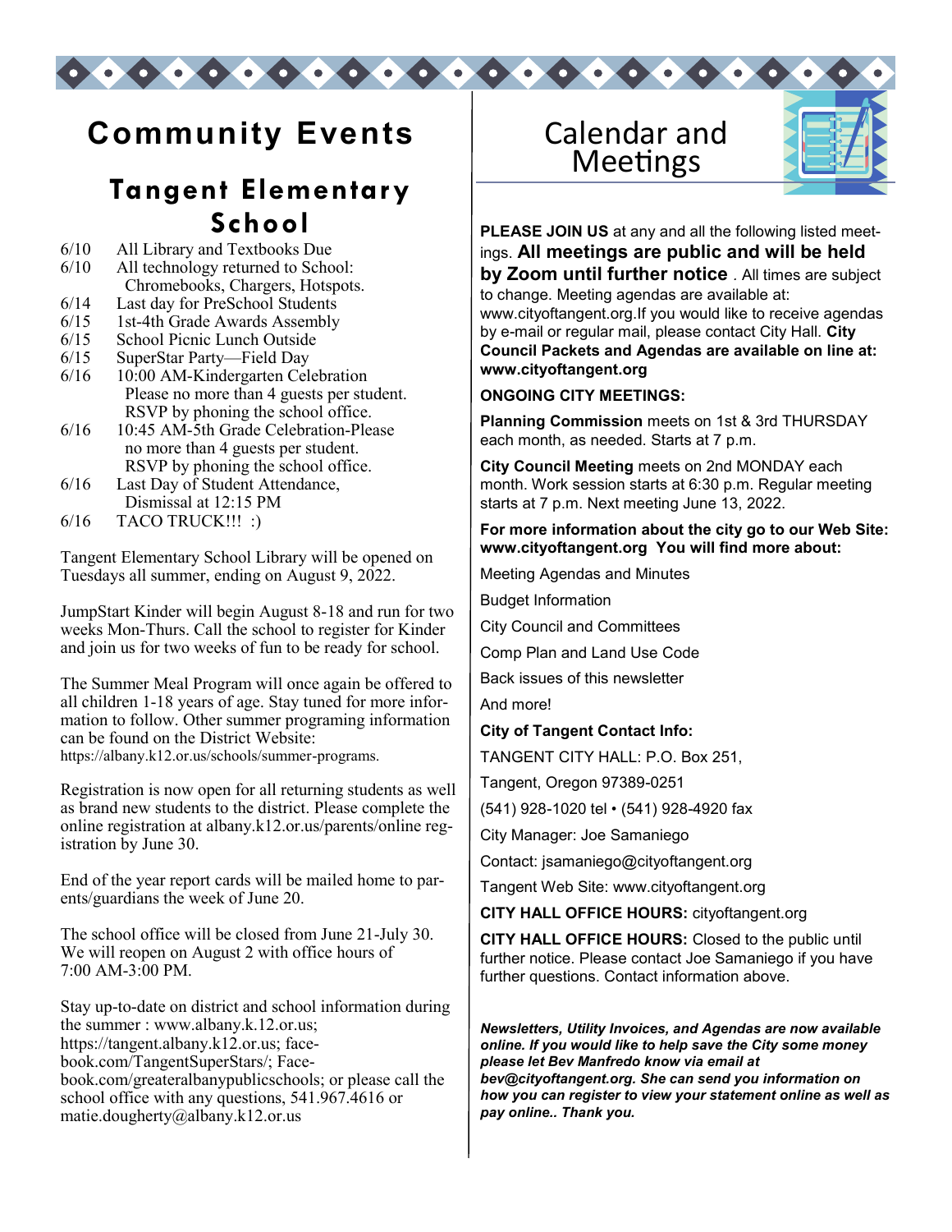# Community Events

## Tangent Elementary School

- 6/10 All Library and Textbooks Due
- 6/10 All technology returned to School: Chromebooks, Chargers, Hotspots.
- 6/14 Last day for PreSchool Students
- 6/15 1st-4th Grade Awards Assembly
- 6/15 School Picnic Lunch Outside
- 6/15 SuperStar Party—Field Day
- 6/16 10:00 AM-Kindergarten Celebration Please no more than 4 guests per student. RSVP by phoning the school office.
- 6/16 10:45 AM-5th Grade Celebration-Please no more than 4 guests per student. RSVP by phoning the school office.
- 6/16 Last Day of Student Attendance, Dismissal at 12:15 PM
- 6/16 TACO TRUCK!!! :)

Tangent Elementary School Library will be opened on Tuesdays all summer, ending on August 9, 2022.

JumpStart Kinder will begin August 8-18 and run for two weeks Mon-Thurs. Call the school to register for Kinder and join us for two weeks of fun to be ready for school.

The Summer Meal Program will once again be offered to all children 1-18 years of age. Stay tuned for more information to follow. Other summer programing information can be found on the District Website: https://albany.k12.or.us/schools/summer-programs.

Registration is now open for all returning students as well as brand new students to the district. Please complete the online registration at albany.k12.or.us/parents/online registration by June 30.

End of the year report cards will be mailed home to parents/guardians the week of June 20.

The school office will be closed from June 21-July 30. We will reopen on August 2 with office hours of 7:00 AM-3:00 PM.

Stay up-to-date on district and school information during the summer : www.albany.k.12.or.us; https://tangent.albany.k12.or.us; facebook.com/TangentSuperStars/; Facebook.com/greateralbanypublicschools; or please call the school office with any questions, 541.967.4616 or matie.dougherty@albany.k12.or.us

# Calendar and Meetings

**PLEASE JOIN US** at any and all the following listed meetings. **All meetings are public and will be held by Zoom until further notice** . All times are subject to change. Meeting agendas are available at: www.cityoftangent.org.If you would like to receive agendas by e-mail or regular mail, please contact City Hall. **City Council Packets and Agendas are available on line at: www.cityoftangent.org**

**ONGOING CITY MEETINGS:**

**Planning Commission** meets on 1st & 3rd THURSDAY each month, as needed. Starts at 7 p.m.

**City Council Meeting** meets on 2nd MONDAY each month. Work session starts at 6:30 p.m. Regular meeting starts at 7 p.m. Next meeting June 13, 2022.

**For more information about the city go to our Web Site: www.cityoftangent.org You will find more about:**

Meeting Agendas and Minutes

Budget Information

City Council and Committees

Comp Plan and Land Use Code

Back issues of this newsletter

And more!

**City of Tangent Contact Info:**

TANGENT CITY HALL: P.O. Box 251,

Tangent, Oregon 97389-0251

(541) 928-1020 tel • (541) 928-4920 fax

City Manager: Joe Samaniego

Contact: jsamaniego@cityoftangent.org

Tangent Web Site: www.cityoftangent.org

**CITY HALL OFFICE HOURS:** cityoftangent.org

**CITY HALL OFFICE HOURS:** Closed to the public until further notice. Please contact Joe Samaniego if you have further questions. Contact information above.

***Newsletters, Utility Invoices, and Agendas are now available online. If you would like to help save the City some money please let Bev Manfredo know via email at bev@cityoftangent.org. She can send you information on how you can register to view your statement online as well as pay online.. Thank you.***